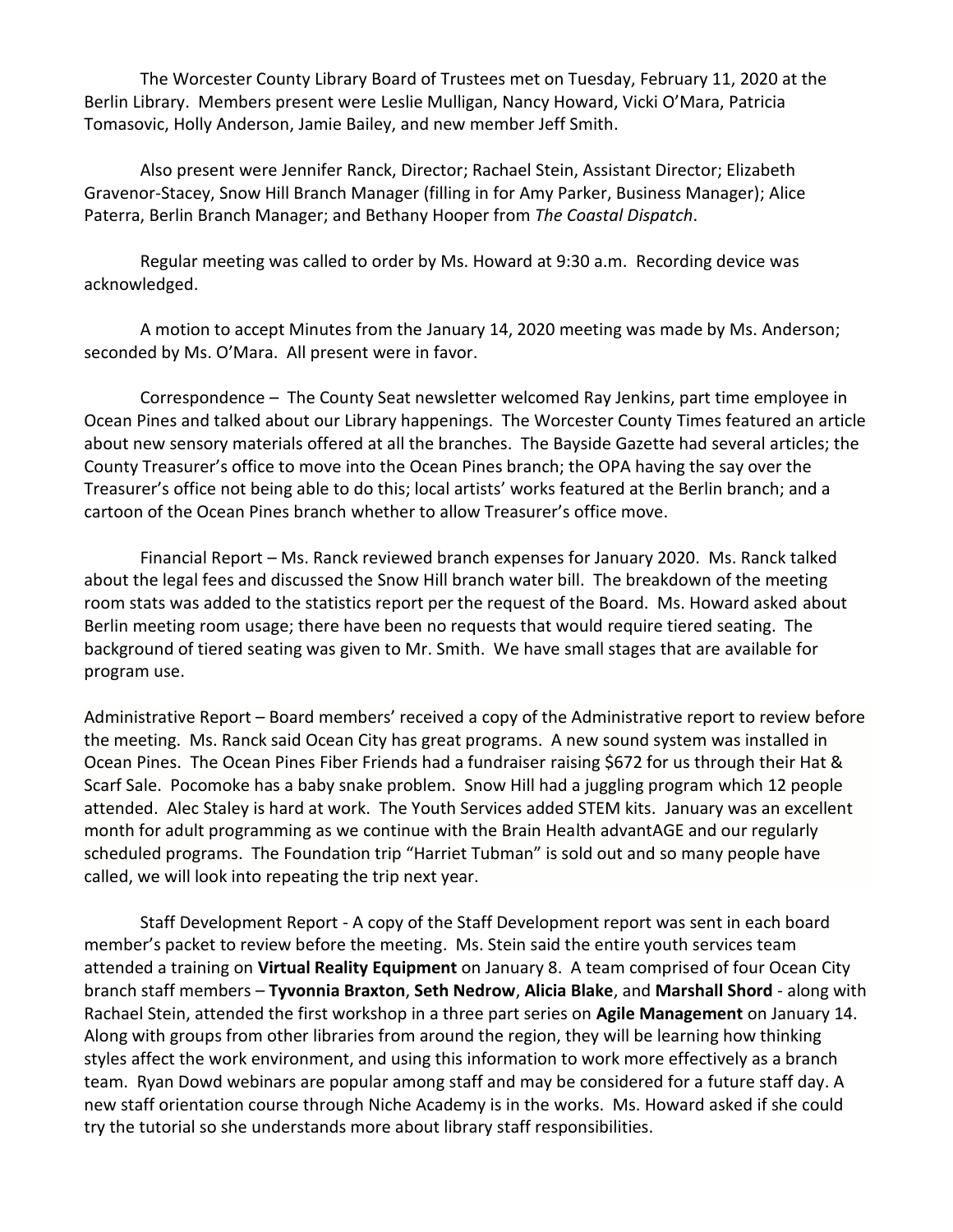The Worcester County Library Board of Trustees met on Tuesday, February 11, 2020 at the Berlin Library. Members present were Leslie Mulligan, Nancy Howard, Vicki O'Mara, Patricia Tomasovic, Holly Anderson, Jamie Bailey, and new member Jeff Smith.

Also present were Jennifer Ranck, Director; Rachael Stein, Assistant Director; Elizabeth Gravenor-Stacey, Snow Hill Branch Manager (filling in for Amy Parker, Business Manager); Alice Paterra, Berlin Branch Manager; and Bethany Hooper from *The Coastal Dispatch*.

Regular meeting was called to order by Ms. Howard at 9:30 a.m. Recording device was acknowledged.

A motion to accept Minutes from the January 14, 2020 meeting was made by Ms. Anderson; seconded by Ms. O'Mara. All present were in favor.

Correspondence – The County Seat newsletter welcomed Ray Jenkins, part time employee in Ocean Pines and talked about our Library happenings. The Worcester County Times featured an article about new sensory materials offered at all the branches. The Bayside Gazette had several articles; the County Treasurer's office to move into the Ocean Pines branch; the OPA having the say over the Treasurer's office not being able to do this; local artists' works featured at the Berlin branch; and a cartoon of the Ocean Pines branch whether to allow Treasurer's office move.

Financial Report – Ms. Ranck reviewed branch expenses for January 2020. Ms. Ranck talked about the legal fees and discussed the Snow Hill branch water bill. The breakdown of the meeting room stats was added to the statistics report per the request of the Board. Ms. Howard asked about Berlin meeting room usage; there have been no requests that would require tiered seating. The background of tiered seating was given to Mr. Smith. We have small stages that are available for program use.

Administrative Report – Board members' received a copy of the Administrative report to review before the meeting. Ms. Ranck said Ocean City has great programs. A new sound system was installed in Ocean Pines. The Ocean Pines Fiber Friends had a fundraiser raising $672 for us through their Hat & Scarf Sale. Pocomoke has a baby snake problem. Snow Hill had a juggling program which 12 people attended. Alec Staley is hard at work. The Youth Services added STEM kits. January was an excellent month for adult programming as we continue with the Brain Health advantAGE and our regularly scheduled programs. The Foundation trip "Harriet Tubman" is sold out and so many people have called, we will look into repeating the trip next year.

Staff Development Report - A copy of the Staff Development report was sent in each board member's packet to review before the meeting. Ms. Stein said the entire youth services team attended a training on **Virtual Reality Equipment** on January 8. A team comprised of four Ocean City branch staff members – **Tyvonnia Braxton**, **Seth Nedrow**, **Alicia Blake**, and **Marshall Shord** - along with Rachael Stein, attended the first workshop in a three part series on **Agile Management** on January 14. Along with groups from other libraries from around the region, they will be learning how thinking styles affect the work environment, and using this information to work more effectively as a branch team. Ryan Dowd webinars are popular among staff and may be considered for a future staff day. A new staff orientation course through Niche Academy is in the works. Ms. Howard asked if she could try the tutorial so she understands more about library staff responsibilities.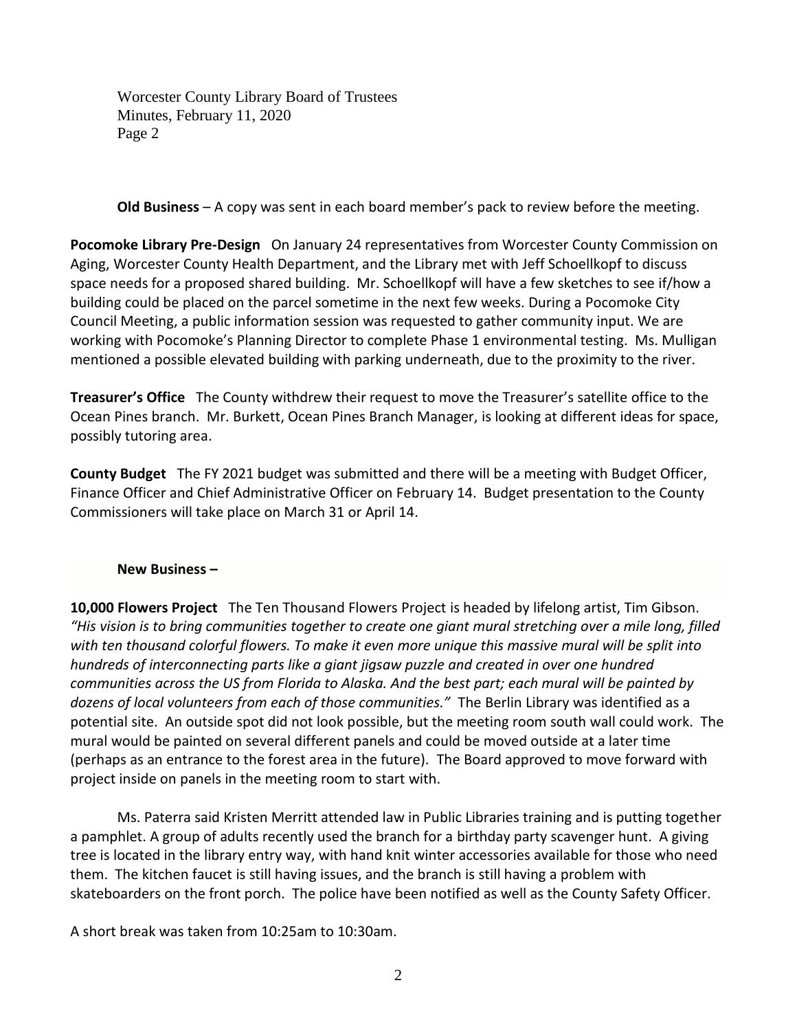**Old Business** – A copy was sent in each board member's pack to review before the meeting.

**Pocomoke Library Pre-Design** On January 24 representatives from Worcester County Commission on Aging, Worcester County Health Department, and the Library met with Jeff Schoellkopf to discuss space needs for a proposed shared building. Mr. Schoellkopf will have a few sketches to see if/how a building could be placed on the parcel sometime in the next few weeks. During a Pocomoke City Council Meeting, a public information session was requested to gather community input. We are working with Pocomoke's Planning Director to complete Phase 1 environmental testing. Ms. Mulligan mentioned a possible elevated building with parking underneath, due to the proximity to the river.

**Treasurer's Office** The County withdrew their request to move the Treasurer's satellite office to the Ocean Pines branch. Mr. Burkett, Ocean Pines Branch Manager, is looking at different ideas for space, possibly tutoring area.

**County Budget** The FY 2021 budget was submitted and there will be a meeting with Budget Officer, Finance Officer and Chief Administrative Officer on February 14. Budget presentation to the County Commissioners will take place on March 31 or April 14.

**New Business –**

**10,000 Flowers Project** The Ten Thousand Flowers Project is headed by lifelong artist, Tim Gibson. *"His vision is to bring communities together to create one giant mural stretching over a mile long, filled with ten thousand colorful flowers. To make it even more unique this massive mural will be split into hundreds of interconnecting parts like a giant jigsaw puzzle and created in over one hundred communities across the US from Florida to Alaska. And the best part; each mural will be painted by dozens of local volunteers from each of those communities."* The Berlin Library was identified as a potential site. An outside spot did not look possible, but the meeting room south wall could work. The mural would be painted on several different panels and could be moved outside at a later time (perhaps as an entrance to the forest area in the future). The Board approved to move forward with project inside on panels in the meeting room to start with.

Ms. Paterra said Kristen Merritt attended law in Public Libraries training and is putting together a pamphlet. A group of adults recently used the branch for a birthday party scavenger hunt. A giving tree is located in the library entry way, with hand knit winter accessories available for those who need them. The kitchen faucet is still having issues, and the branch is still having a problem with skateboarders on the front porch. The police have been notified as well as the County Safety Officer.

A short break was taken from 10:25am to 10:30am.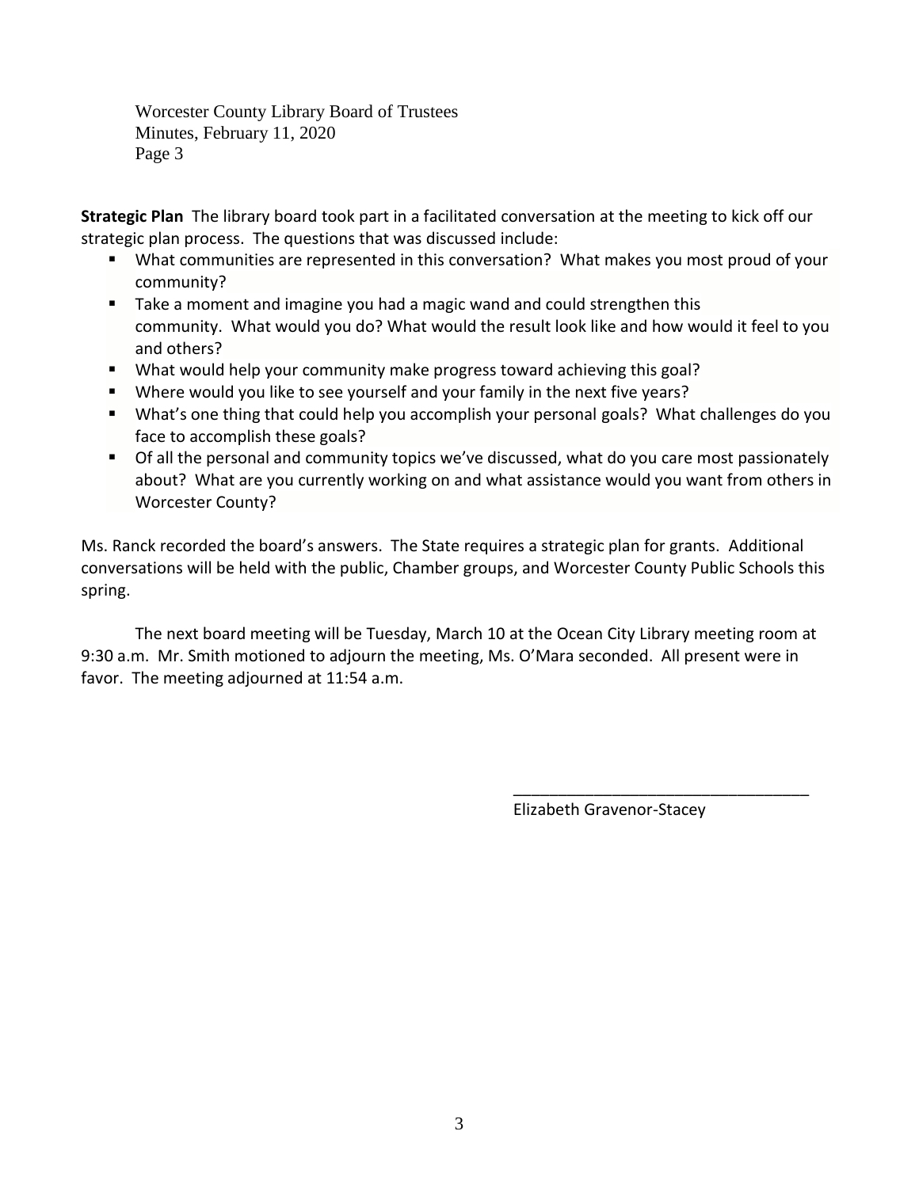**Strategic Plan** The library board took part in a facilitated conversation at the meeting to kick off our strategic plan process. The questions that was discussed include:

- What communities are represented in this conversation? What makes you most proud of your community?
- Take a moment and imagine you had a magic wand and could strengthen this community. What would you do? What would the result look like and how would it feel to you and others?
- What would help your community make progress toward achieving this goal?
- Where would you like to see yourself and your family in the next five years?
- What's one thing that could help you accomplish your personal goals? What challenges do you face to accomplish these goals?
- Of all the personal and community topics we've discussed, what do you care most passionately about? What are you currently working on and what assistance would you want from others in Worcester County?

Ms. Ranck recorded the board's answers. The State requires a strategic plan for grants. Additional conversations will be held with the public, Chamber groups, and Worcester County Public Schools this spring.

The next board meeting will be Tuesday, March 10 at the Ocean City Library meeting room at 9:30 a.m. Mr. Smith motioned to adjourn the meeting, Ms. O'Mara seconded. All present were in favor. The meeting adjourned at 11:54 a.m.

\_\_\_\_\_\_\_\_\_\_\_\_\_\_\_\_\_\_\_\_\_\_\_\_\_\_\_\_\_\_\_\_\_\_

Elizabeth Gravenor-Stacey